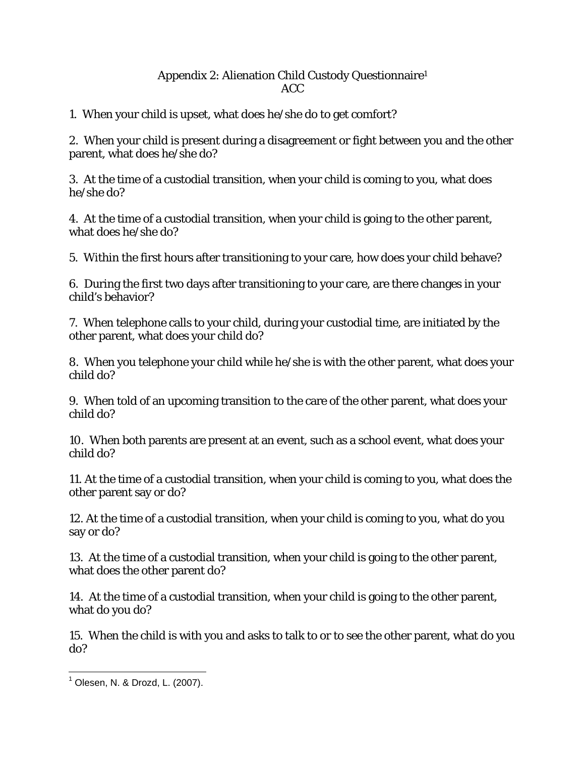# Appendix 2: Alienation Child Custody Questionnaire[1]
## ACC

1. When your child is upset, what does he/she do to get comfort?

2. When your child is present during a disagreement or fight between you and the other parent, what does he/she do?

3. At the time of a custodial transition, when your child is coming to you, what does he/she do?

4. At the time of a custodial transition, when your child is going to the other parent, what does he/she do?

5. Within the first hours after transitioning to your care, how does your child behave?

6. During the first two days after transitioning to your care, are there changes in your child's behavior?

7. When telephone calls to your child, during your custodial time, are initiated by the other parent, what does your child do?

8. When you telephone your child while he/she is with the other parent, what does your child do?

9. When told of an upcoming transition to the care of the other parent, what does your child do?

10. When both parents are present at an event, such as a school event, what does your child do?

11. At the time of a custodial transition, when your child is coming to you, what does the other parent say or do?

12. At the time of a custodial transition, when your child is coming to you, what do you say or do?

13. At the time of a custodial transition, when your child is going to the other parent, what does the other parent do?

14. At the time of a custodial transition, when your child is going to the other parent, what do you do?

15. When the child is with you and asks to talk to or to see the other parent, what do you do?

---

[1] Olesen, N. & Drozd, L. (2007).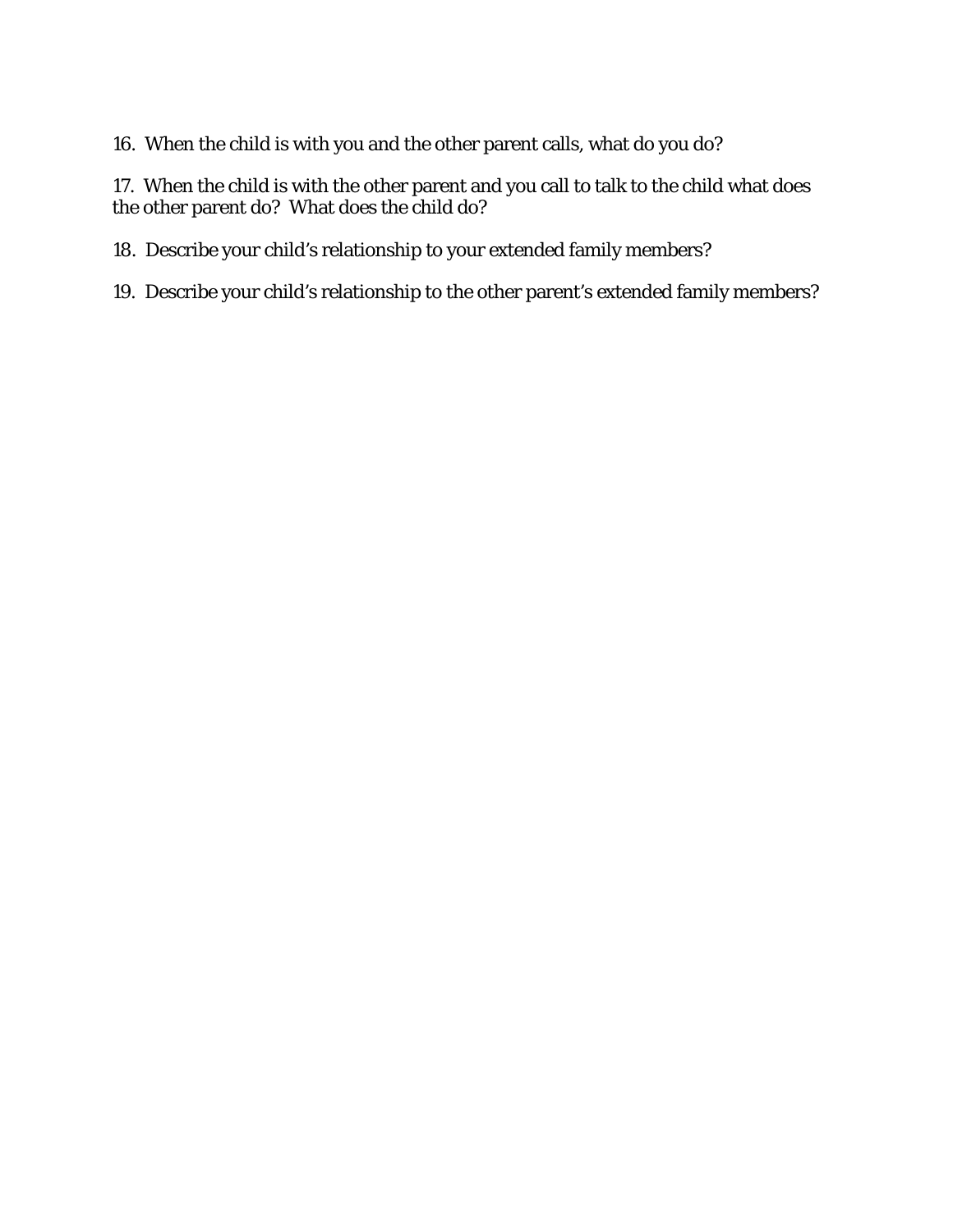16. When the child is with you and the other parent calls, what do you do?

17. When the child is with the other parent and you call to talk to the child what does the other parent do? What does the child do?

18. Describe your child's relationship to your extended family members?

19. Describe your child's relationship to the other parent's extended family members?